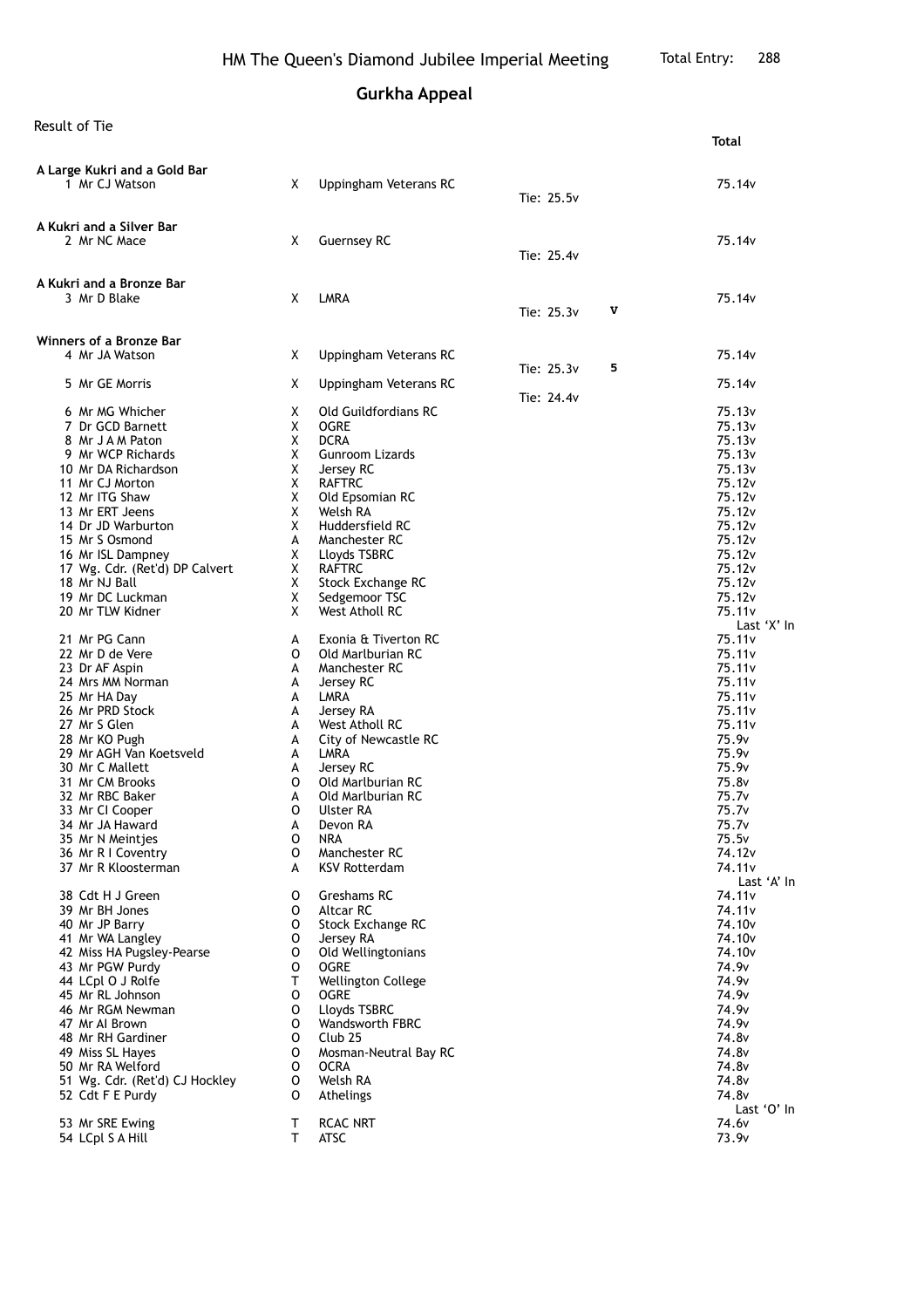# HM The Queen's Diamond Jubilee Imperial Meeting

Total Entry: 288

## Gurkha Appeal

Result of Tie

| Pos | Name | Class | Club | Tie | | Total |
|---|---|---|---|---|---|---|
| **A Large Kukri and a Gold Bar** | | | | | | |
| 1 | Mr CJ Watson | X | Uppingham Veterans RC | Tie: 25.5v | | 75.14v |
| **A Kukri and a Silver Bar** | | | | | | |
| 2 | Mr NC Mace | X | Guernsey RC | Tie: 25.4v | | 75.14v |
| **A Kukri and a Bronze Bar** | | | | | | |
| 3 | Mr D Blake | X | LMRA | Tie: 25.3v | V | 75.14v |
| **Winners of a Bronze Bar** | | | | | | |
| 4 | Mr JA Watson | X | Uppingham Veterans RC | Tie: 25.3v | 5 | 75.14v |
| 5 | Mr GE Morris | X | Uppingham Veterans RC | Tie: 24.4v | | 75.14v |
| 6 | Mr MG Whicher | X | Old Guildfordians RC | | | 75.13v |
| 7 | Dr GCD Barnett | X | OGRE | | | 75.13v |
| 8 | Mr J A M Paton | X | DCRA | | | 75.13v |
| 9 | Mr WCP Richards | X | Gunroom Lizards | | | 75.13v |
| 10 | Mr DA Richardson | X | Jersey RC | | | 75.13v |
| 11 | Mr CJ Morton | X | RAFTRC | | | 75.12v |
| 12 | Mr ITG Shaw | X | Old Epsomian RC | | | 75.12v |
| 13 | Mr ERT Jeens | X | Welsh RA | | | 75.12v |
| 14 | Dr JD Warburton | X | Huddersfield RC | | | 75.12v |
| 15 | Mr S Osmond | A | Manchester RC | | | 75.12v |
| 16 | Mr ISL Dampney | X | Lloyds TSBRC | | | 75.12v |
| 17 | Wg. Cdr. (Ret'd) DP Calvert | X | RAFTRC | | | 75.12v |
| 18 | Mr NJ Ball | X | Stock Exchange RC | | | 75.12v |
| 19 | Mr DC Luckman | X | Sedgemoor TSC | | | 75.12v |
| 20 | Mr TLW Kidner | X | West Atholl RC | | | 75.11v |
| | | | | | | Last 'X' In |
| 21 | Mr PG Cann | A | Exonia & Tiverton RC | | | 75.11v |
| 22 | Mr D de Vere | O | Old Marlburian RC | | | 75.11v |
| 23 | Dr AF Aspin | A | Manchester RC | | | 75.11v |
| 24 | Mrs MM Norman | A | Jersey RC | | | 75.11v |
| 25 | Mr HA Day | A | LMRA | | | 75.11v |
| 26 | Mr PRD Stock | A | Jersey RA | | | 75.11v |
| 27 | Mr S Glen | A | West Atholl RC | | | 75.11v |
| 28 | Mr KO Pugh | A | City of Newcastle RC | | | 75.9v |
| 29 | Mr AGH Van Koetsveld | A | LMRA | | | 75.9v |
| 30 | Mr C Mallett | A | Jersey RC | | | 75.9v |
| 31 | Mr CM Brooks | O | Old Marlburian RC | | | 75.8v |
| 32 | Mr RBC Baker | A | Old Marlburian RC | | | 75.7v |
| 33 | Mr CI Cooper | O | Ulster RA | | | 75.7v |
| 34 | Mr JA Haward | A | Devon RA | | | 75.7v |
| 35 | Mr N Meintjes | O | NRA | | | 75.5v |
| 36 | Mr R I Coventry | O | Manchester RC | | | 74.12v |
| 37 | Mr R Kloosterman | A | KSV Rotterdam | | | 74.11v |
| | | | | | | Last 'A' In |
| 38 | Cdt H J Green | O | Greshams RC | | | 74.11v |
| 39 | Mr BH Jones | O | Altcar RC | | | 74.11v |
| 40 | Mr JP Barry | O | Stock Exchange RC | | | 74.10v |
| 41 | Mr WA Langley | O | Jersey RA | | | 74.10v |
| 42 | Miss HA Pugsley-Pearse | O | Old Wellingtonians | | | 74.10v |
| 43 | Mr PGW Purdy | O | OGRE | | | 74.9v |
| 44 | LCpl O J Rolfe | T | Wellington College | | | 74.9v |
| 45 | Mr RL Johnson | O | OGRE | | | 74.9v |
| 46 | Mr RGM Newman | O | Lloyds TSBRC | | | 74.9v |
| 47 | Mr AI Brown | O | Wandsworth FBRC | | | 74.9v |
| 48 | Mr RH Gardiner | O | Club 25 | | | 74.8v |
| 49 | Miss SL Hayes | O | Mosman-Neutral Bay RC | | | 74.8v |
| 50 | Mr RA Welford | O | OCRA | | | 74.8v |
| 51 | Wg. Cdr. (Ret'd) CJ Hockley | O | Welsh RA | | | 74.8v |
| 52 | Cdt F E Purdy | O | Athelings | | | 74.8v |
| | | | | | | Last 'O' In |
| 53 | Mr SRE Ewing | T | RCAC NRT | | | 74.6v |
| 54 | LCpl S A Hill | T | ATSC | | | 73.9v |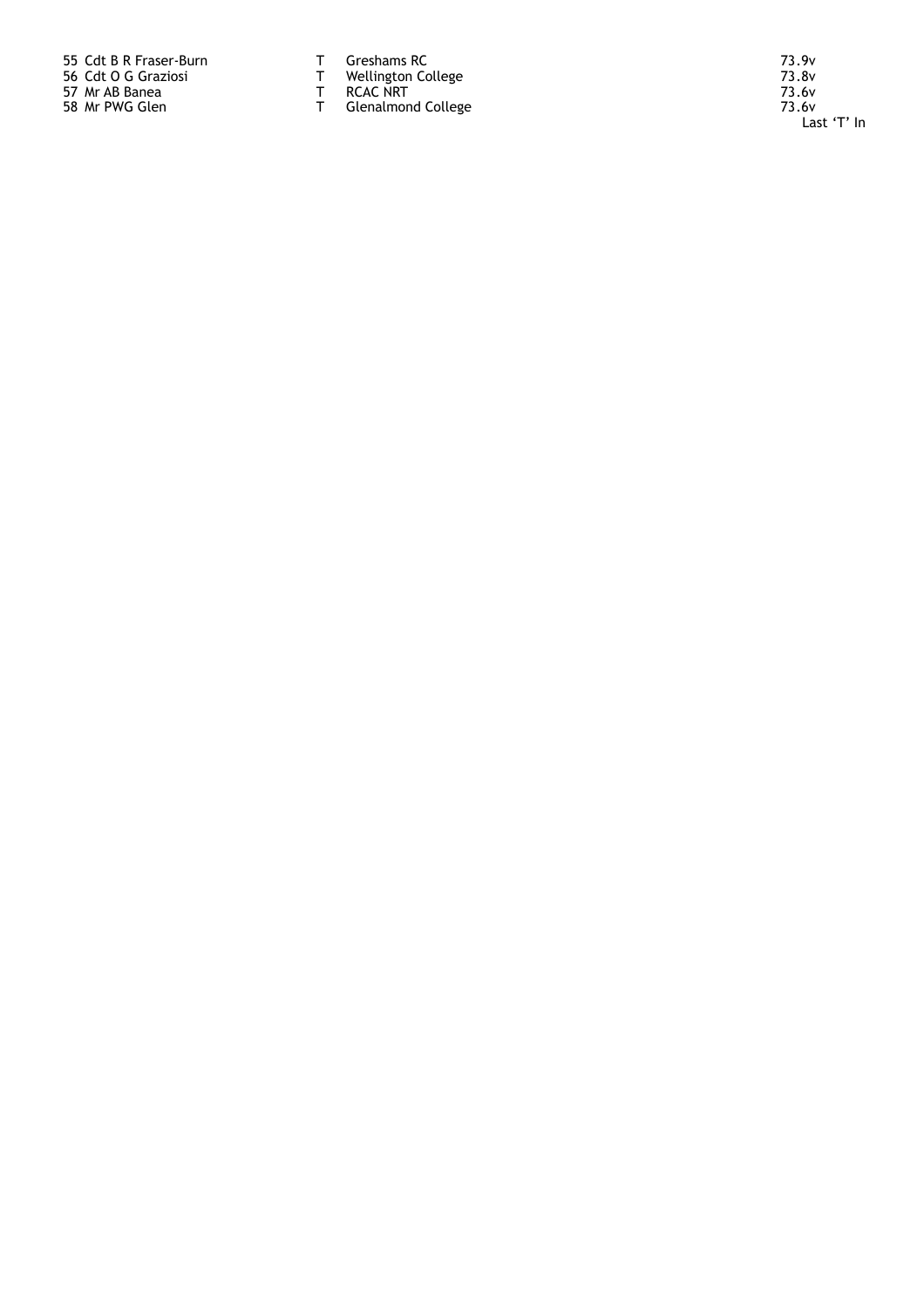| | | | |
|---|---|---|---|
| 55 Cdt B R Fraser-Burn | T | Greshams RC | 73.9v |
| 56 Cdt O G Graziosi | T | Wellington College | 73.8v |
| 57 Mr AB Banea | T | RCAC NRT | 73.6v |
| 58 Mr PWG Glen | T | Glenalmond College | 73.6v |
| | | | Last 'T' In |